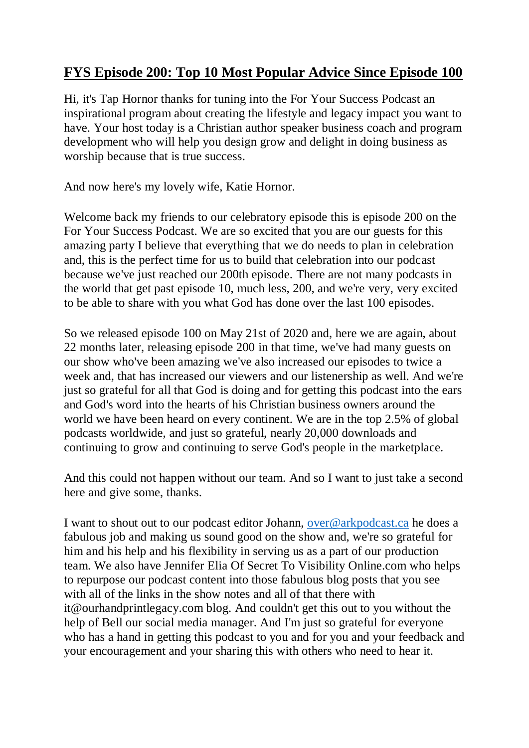# FYS Episode 200: Top 10 Most Popular Advice Since Episode 100

Hi, it's Tap Hornor thanks for tuning into the For Your Success Podcast an inspirational program about creating the lifestyle and legacy impact you want to have. Your host today is a Christian author speaker business coach and program development who will help you design grow and delight in doing business as worship because that is true success.

And now here's my lovely wife, Katie Hornor.

Welcome back my friends to our celebratory episode this is episode 200 on the For Your Success Podcast. We are so excited that you are our guests for this amazing party I believe that everything that we do needs to plan in celebration and, this is the perfect time for us to build that celebration into our podcast because we've just reached our 200th episode. There are not many podcasts in the world that get past episode 10, much less, 200, and we're very, very excited to be able to share with you what God has done over the last 100 episodes.

So we released episode 100 on May 21st of 2020 and, here we are again, about 22 months later, releasing episode 200 in that time, we've had many guests on our show who've been amazing we've also increased our episodes to twice a week and, that has increased our viewers and our listenership as well. And we're just so grateful for all that God is doing and for getting this podcast into the ears and God's word into the hearts of his Christian business owners around the world we have been heard on every continent. We are in the top 2.5% of global podcasts worldwide, and just so grateful, nearly 20,000 downloads and continuing to grow and continuing to serve God's people in the marketplace.

And this could not happen without our team. And so I want to just take a second here and give some, thanks.

I want to shout out to our podcast editor Johann, [over@arkpodcast.ca](mailto:over@arkpodcast.ca) he does a fabulous job and making us sound good on the show and, we're so grateful for him and his help and his flexibility in serving us as a part of our production team. We also have Jennifer Elia Of Secret To Visibility Online.com who helps to repurpose our podcast content into those fabulous blog posts that you see with all of the links in the show notes and all of that there with it@ourhandprintlegacy.com blog. And couldn't get this out to you without the help of Bell our social media manager. And I'm just so grateful for everyone who has a hand in getting this podcast to you and for you and your feedback and your encouragement and your sharing this with others who need to hear it.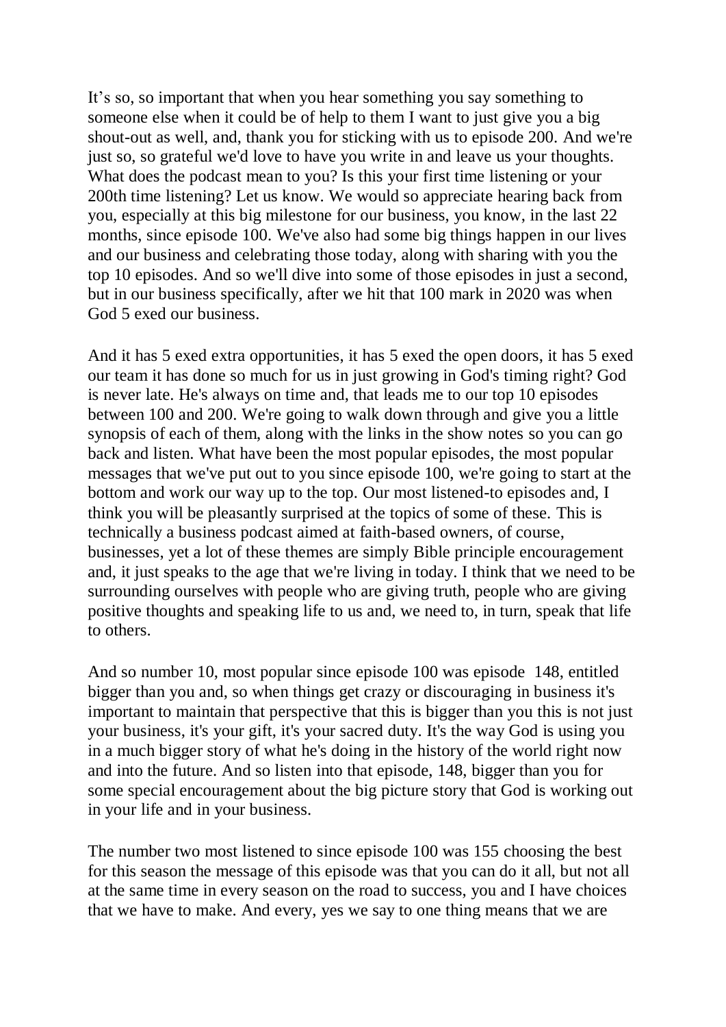It's so, so important that when you hear something you say something to someone else when it could be of help to them I want to just give you a big shout-out as well, and, thank you for sticking with us to episode 200. And we're just so, so grateful we'd love to have you write in and leave us your thoughts. What does the podcast mean to you? Is this your first time listening or your 200th time listening? Let us know. We would so appreciate hearing back from you, especially at this big milestone for our business, you know, in the last 22 months, since episode 100. We've also had some big things happen in our lives and our business and celebrating those today, along with sharing with you the top 10 episodes. And so we'll dive into some of those episodes in just a second, but in our business specifically, after we hit that 100 mark in 2020 was when God 5 exed our business.

And it has 5 exed extra opportunities, it has 5 exed the open doors, it has 5 exed our team it has done so much for us in just growing in God's timing right? God is never late. He's always on time and, that leads me to our top 10 episodes between 100 and 200. We're going to walk down through and give you a little synopsis of each of them, along with the links in the show notes so you can go back and listen. What have been the most popular episodes, the most popular messages that we've put out to you since episode 100, we're going to start at the bottom and work our way up to the top. Our most listened-to episodes and, I think you will be pleasantly surprised at the topics of some of these. This is technically a business podcast aimed at faith-based owners, of course, businesses, yet a lot of these themes are simply Bible principle encouragement and, it just speaks to the age that we're living in today. I think that we need to be surrounding ourselves with people who are giving truth, people who are giving positive thoughts and speaking life to us and, we need to, in turn, speak that life to others.

And so number 10, most popular since episode 100 was episode 148, entitled bigger than you and, so when things get crazy or discouraging in business it's important to maintain that perspective that this is bigger than you this is not just your business, it's your gift, it's your sacred duty. It's the way God is using you in a much bigger story of what he's doing in the history of the world right now and into the future. And so listen into that episode, 148, bigger than you for some special encouragement about the big picture story that God is working out in your life and in your business.

The number two most listened to since episode 100 was 155 choosing the best for this season the message of this episode was that you can do it all, but not all at the same time in every season on the road to success, you and I have choices that we have to make. And every, yes we say to one thing means that we are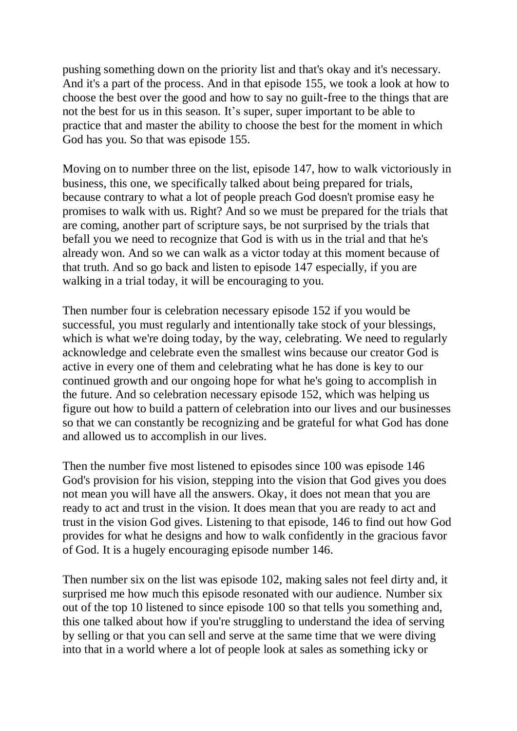pushing something down on the priority list and that's okay and it's necessary. And it's a part of the process. And in that episode 155, we took a look at how to choose the best over the good and how to say no guilt-free to the things that are not the best for us in this season. It's super, super important to be able to practice that and master the ability to choose the best for the moment in which God has you. So that was episode 155.

Moving on to number three on the list, episode 147, how to walk victoriously in business, this one, we specifically talked about being prepared for trials, because contrary to what a lot of people preach God doesn't promise easy he promises to walk with us. Right? And so we must be prepared for the trials that are coming, another part of scripture says, be not surprised by the trials that befall you we need to recognize that God is with us in the trial and that he's already won. And so we can walk as a victor today at this moment because of that truth. And so go back and listen to episode 147 especially, if you are walking in a trial today, it will be encouraging to you.

Then number four is celebration necessary episode 152 if you would be successful, you must regularly and intentionally take stock of your blessings, which is what we're doing today, by the way, celebrating. We need to regularly acknowledge and celebrate even the smallest wins because our creator God is active in every one of them and celebrating what he has done is key to our continued growth and our ongoing hope for what he's going to accomplish in the future. And so celebration necessary episode 152, which was helping us figure out how to build a pattern of celebration into our lives and our businesses so that we can constantly be recognizing and be grateful for what God has done and allowed us to accomplish in our lives.

Then the number five most listened to episodes since 100 was episode 146 God's provision for his vision, stepping into the vision that God gives you does not mean you will have all the answers. Okay, it does not mean that you are ready to act and trust in the vision. It does mean that you are ready to act and trust in the vision God gives. Listening to that episode, 146 to find out how God provides for what he designs and how to walk confidently in the gracious favor of God. It is a hugely encouraging episode number 146.

Then number six on the list was episode 102, making sales not feel dirty and, it surprised me how much this episode resonated with our audience. Number six out of the top 10 listened to since episode 100 so that tells you something and, this one talked about how if you're struggling to understand the idea of serving by selling or that you can sell and serve at the same time that we were diving into that in a world where a lot of people look at sales as something icky or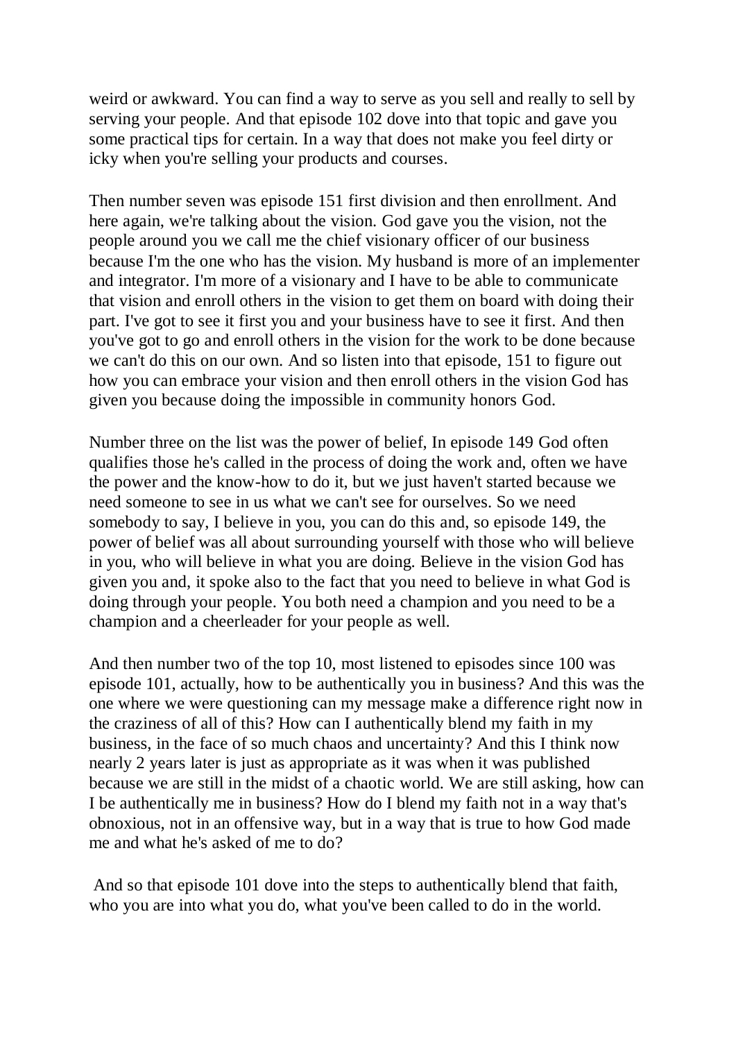weird or awkward. You can find a way to serve as you sell and really to sell by serving your people. And that episode 102 dove into that topic and gave you some practical tips for certain. In a way that does not make you feel dirty or icky when you're selling your products and courses.

Then number seven was episode 151 first division and then enrollment. And here again, we're talking about the vision. God gave you the vision, not the people around you we call me the chief visionary officer of our business because I'm the one who has the vision. My husband is more of an implementer and integrator. I'm more of a visionary and I have to be able to communicate that vision and enroll others in the vision to get them on board with doing their part. I've got to see it first you and your business have to see it first. And then you've got to go and enroll others in the vision for the work to be done because we can't do this on our own. And so listen into that episode, 151 to figure out how you can embrace your vision and then enroll others in the vision God has given you because doing the impossible in community honors God.

Number three on the list was the power of belief, In episode 149 God often qualifies those he's called in the process of doing the work and, often we have the power and the know-how to do it, but we just haven't started because we need someone to see in us what we can't see for ourselves. So we need somebody to say, I believe in you, you can do this and, so episode 149, the power of belief was all about surrounding yourself with those who will believe in you, who will believe in what you are doing. Believe in the vision God has given you and, it spoke also to the fact that you need to believe in what God is doing through your people. You both need a champion and you need to be a champion and a cheerleader for your people as well.

And then number two of the top 10, most listened to episodes since 100 was episode 101, actually, how to be authentically you in business? And this was the one where we were questioning can my message make a difference right now in the craziness of all of this? How can I authentically blend my faith in my business, in the face of so much chaos and uncertainty? And this I think now nearly 2 years later is just as appropriate as it was when it was published because we are still in the midst of a chaotic world. We are still asking, how can I be authentically me in business? How do I blend my faith not in a way that's obnoxious, not in an offensive way, but in a way that is true to how God made me and what he's asked of me to do?

And so that episode 101 dove into the steps to authentically blend that faith, who you are into what you do, what you've been called to do in the world.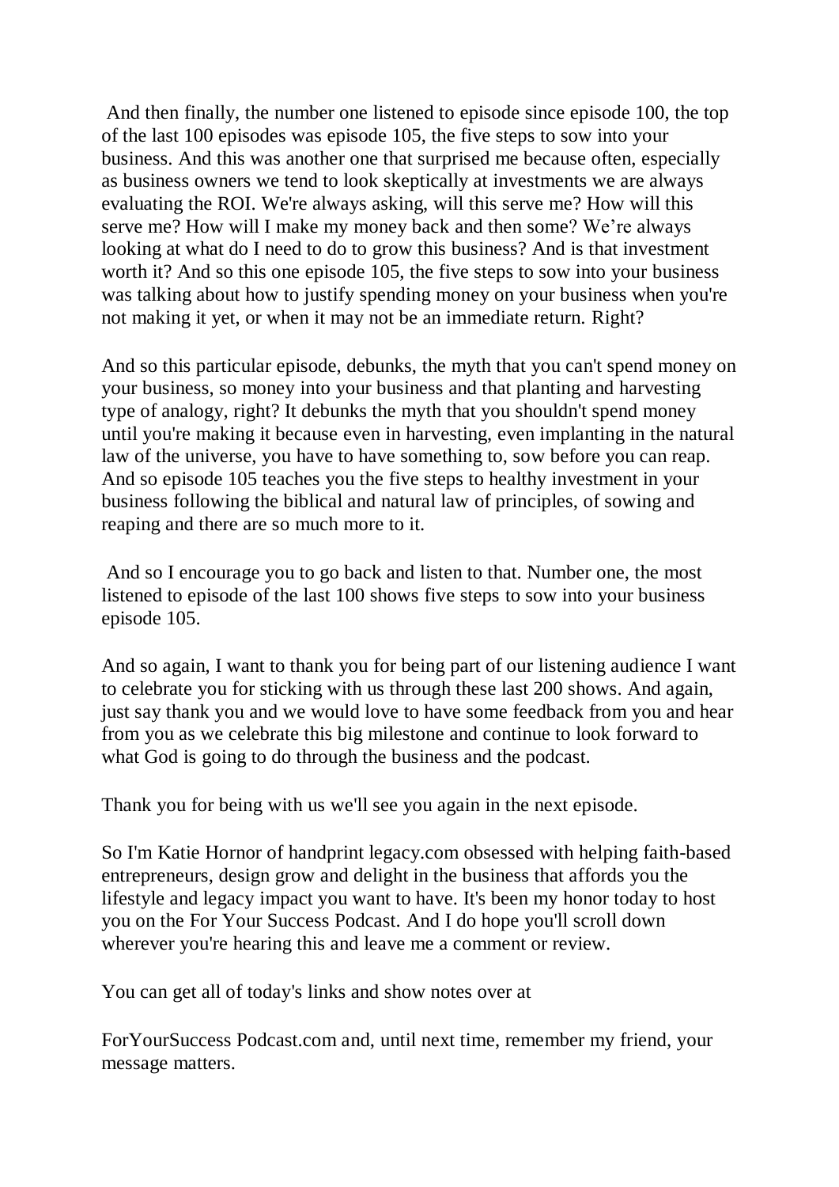And then finally, the number one listened to episode since episode 100, the top of the last 100 episodes was episode 105, the five steps to sow into your business. And this was another one that surprised me because often, especially as business owners we tend to look skeptically at investments we are always evaluating the ROI. We're always asking, will this serve me? How will this serve me? How will I make my money back and then some? We're always looking at what do I need to do to grow this business? And is that investment worth it? And so this one episode 105, the five steps to sow into your business was talking about how to justify spending money on your business when you're not making it yet, or when it may not be an immediate return. Right?

And so this particular episode, debunks, the myth that you can't spend money on your business, so money into your business and that planting and harvesting type of analogy, right? It debunks the myth that you shouldn't spend money until you're making it because even in harvesting, even implanting in the natural law of the universe, you have to have something to, sow before you can reap. And so episode 105 teaches you the five steps to healthy investment in your business following the biblical and natural law of principles, of sowing and reaping and there are so much more to it.

And so I encourage you to go back and listen to that. Number one, the most listened to episode of the last 100 shows five steps to sow into your business episode 105.

And so again, I want to thank you for being part of our listening audience I want to celebrate you for sticking with us through these last 200 shows. And again, just say thank you and we would love to have some feedback from you and hear from you as we celebrate this big milestone and continue to look forward to what God is going to do through the business and the podcast.

Thank you for being with us we'll see you again in the next episode.

So I'm Katie Hornor of handprint legacy.com obsessed with helping faith-based entrepreneurs, design grow and delight in the business that affords you the lifestyle and legacy impact you want to have. It's been my honor today to host you on the For Your Success Podcast. And I do hope you'll scroll down wherever you're hearing this and leave me a comment or review.

You can get all of today's links and show notes over at

ForYourSuccess Podcast.com and, until next time, remember my friend, your message matters.